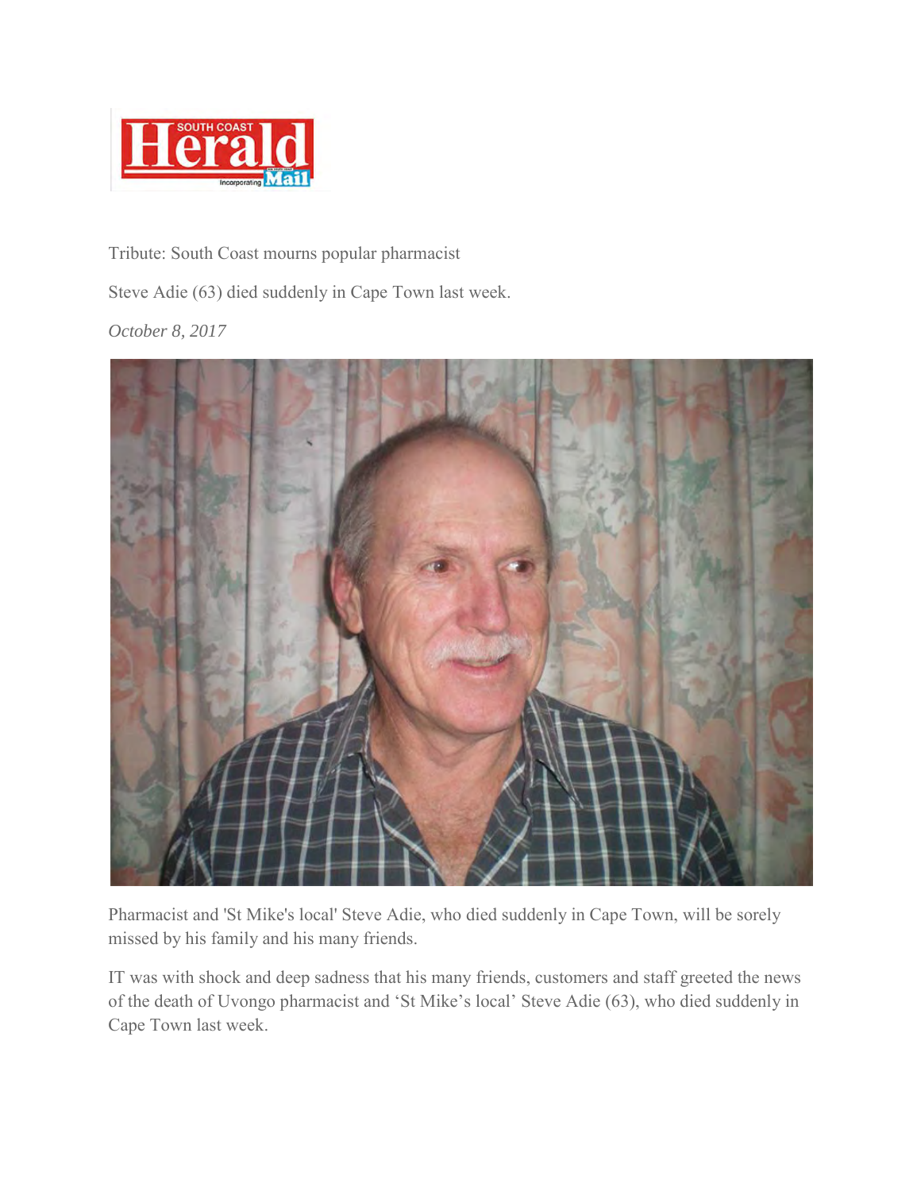Tribute: South Coast mourns popular pharmacist

Steve Adie (63) died suddenly in Cape Town last week.

*October 8, 2017*

Pharmacist and 'St Mike's local' Steve Adie, who died suddenly in Cape Town, will be sorely missed by his family and his many friends.

IT was with shock and deep sadness that his many friends, customers and staff greeted the news of the death of Uvongo pharmacist and 'St Mike's local' Steve Adie (63), who died suddenly in Cape Town last week.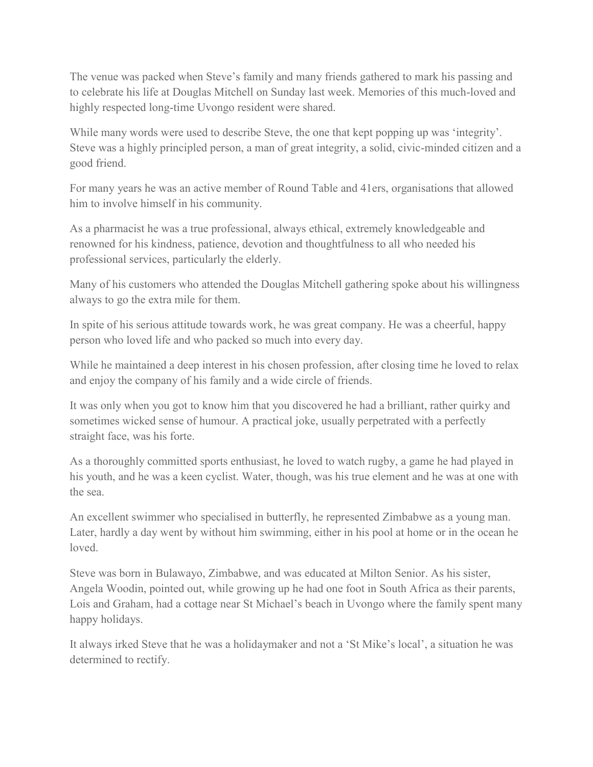The venue was packed when Steve's family and many friends gathered to mark his passing and to celebrate his life at Douglas Mitchell on Sunday last week. Memories of this much-loved and highly respected long-time Uvongo resident were shared.

While many words were used to describe Steve, the one that kept popping up was 'integrity'. Steve was a highly principled person, a man of great integrity, a solid, civic-minded citizen and a good friend.

For many years he was an active member of Round Table and 41ers, organisations that allowed him to involve himself in his community.

As a pharmacist he was a true professional, always ethical, extremely knowledgeable and renowned for his kindness, patience, devotion and thoughtfulness to all who needed his professional services, particularly the elderly.

Many of his customers who attended the Douglas Mitchell gathering spoke about his willingness always to go the extra mile for them.

In spite of his serious attitude towards work, he was great company. He was a cheerful, happy person who loved life and who packed so much into every day.

While he maintained a deep interest in his chosen profession, after closing time he loved to relax and enjoy the company of his family and a wide circle of friends.

It was only when you got to know him that you discovered he had a brilliant, rather quirky and sometimes wicked sense of humour. A practical joke, usually perpetrated with a perfectly straight face, was his forte.

As a thoroughly committed sports enthusiast, he loved to watch rugby, a game he had played in his youth, and he was a keen cyclist. Water, though, was his true element and he was at one with the sea.

An excellent swimmer who specialised in butterfly, he represented Zimbabwe as a young man. Later, hardly a day went by without him swimming, either in his pool at home or in the ocean he loved.

Steve was born in Bulawayo, Zimbabwe, and was educated at Milton Senior. As his sister, Angela Woodin, pointed out, while growing up he had one foot in South Africa as their parents, Lois and Graham, had a cottage near St Michael's beach in Uvongo where the family spent many happy holidays.

It always irked Steve that he was a holidaymaker and not a 'St Mike's local', a situation he was determined to rectify.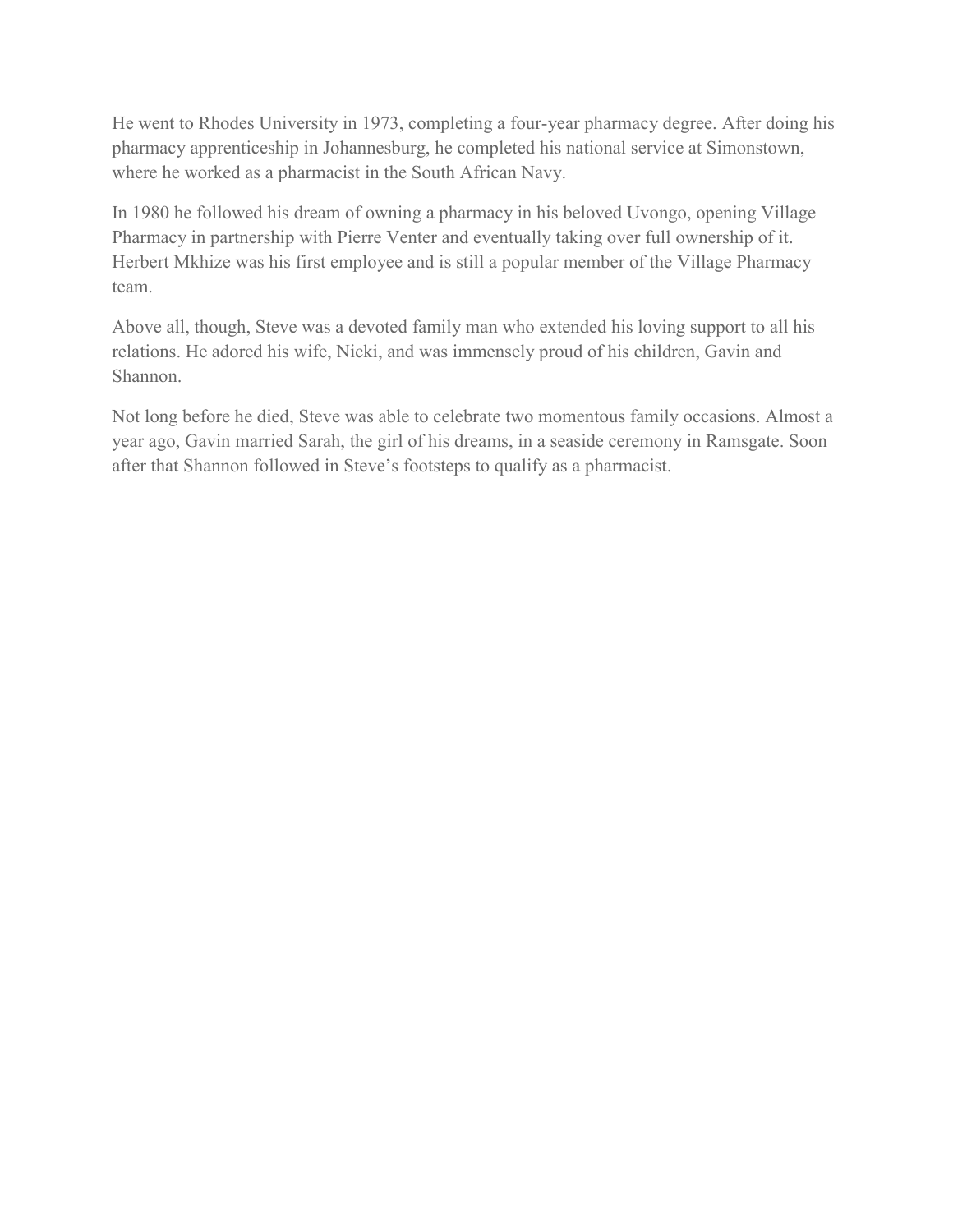He went to Rhodes University in 1973, completing a four-year pharmacy degree. After doing his pharmacy apprenticeship in Johannesburg, he completed his national service at Simonstown, where he worked as a pharmacist in the South African Navy.

In 1980 he followed his dream of owning a pharmacy in his beloved Uvongo, opening Village Pharmacy in partnership with Pierre Venter and eventually taking over full ownership of it. Herbert Mkhize was his first employee and is still a popular member of the Village Pharmacy team.

Above all, though, Steve was a devoted family man who extended his loving support to all his relations. He adored his wife, Nicki, and was immensely proud of his children, Gavin and Shannon.

Not long before he died, Steve was able to celebrate two momentous family occasions. Almost a year ago, Gavin married Sarah, the girl of his dreams, in a seaside ceremony in Ramsgate. Soon after that Shannon followed in Steve's footsteps to qualify as a pharmacist.